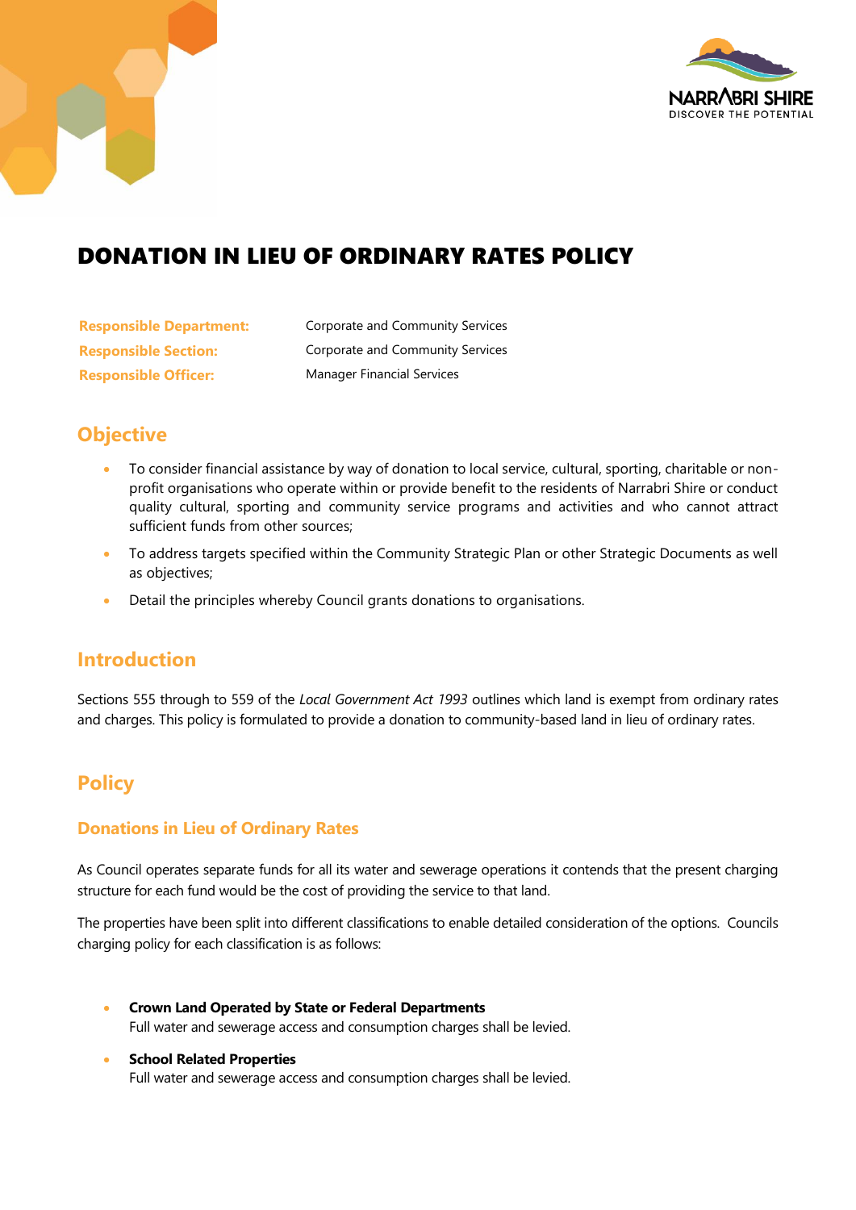# DONATION IN LIEU OF ORDINARY RATES POLICY

| | |
|---|---|
| **Responsible Department:** | Corporate and Community Services |
| **Responsible Section:** | Corporate and Community Services |
| **Responsible Officer:** | Manager Financial Services |

## Objective

- To consider financial assistance by way of donation to local service, cultural, sporting, charitable or non-profit organisations who operate within or provide benefit to the residents of Narrabri Shire or conduct quality cultural, sporting and community service programs and activities and who cannot attract sufficient funds from other sources;
- To address targets specified within the Community Strategic Plan or other Strategic Documents as well as objectives;
- Detail the principles whereby Council grants donations to organisations.

## Introduction

Sections 555 through to 559 of the *Local Government Act 1993* outlines which land is exempt from ordinary rates and charges. This policy is formulated to provide a donation to community-based land in lieu of ordinary rates.

## Policy

### Donations in Lieu of Ordinary Rates

As Council operates separate funds for all its water and sewerage operations it contends that the present charging structure for each fund would be the cost of providing the service to that land.

The properties have been split into different classifications to enable detailed consideration of the options. Councils charging policy for each classification is as follows:

- **Crown Land Operated by State or Federal Departments**
  Full water and sewerage access and consumption charges shall be levied.
- **School Related Properties**
  Full water and sewerage access and consumption charges shall be levied.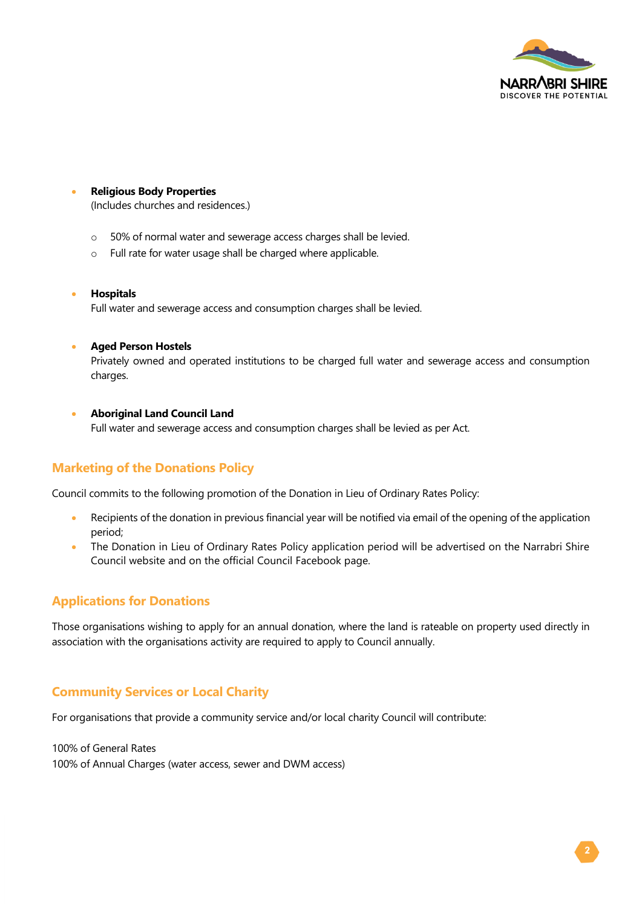- **Religious Body Properties**
  (Includes churches and residences.)

  - 50% of normal water and sewerage access charges shall be levied.
  - Full rate for water usage shall be charged where applicable.

- **Hospitals**
  Full water and sewerage access and consumption charges shall be levied.

- **Aged Person Hostels**
  Privately owned and operated institutions to be charged full water and sewerage access and consumption charges.

- **Aboriginal Land Council Land**
  Full water and sewerage access and consumption charges shall be levied as per Act.

## Marketing of the Donations Policy

Council commits to the following promotion of the Donation in Lieu of Ordinary Rates Policy:

- Recipients of the donation in previous financial year will be notified via email of the opening of the application period;
- The Donation in Lieu of Ordinary Rates Policy application period will be advertised on the Narrabri Shire Council website and on the official Council Facebook page.

## Applications for Donations

Those organisations wishing to apply for an annual donation, where the land is rateable on property used directly in association with the organisations activity are required to apply to Council annually.

## Community Services or Local Charity

For organisations that provide a community service and/or local charity Council will contribute:

100% of General Rates
100% of Annual Charges (water access, sewer and DWM access)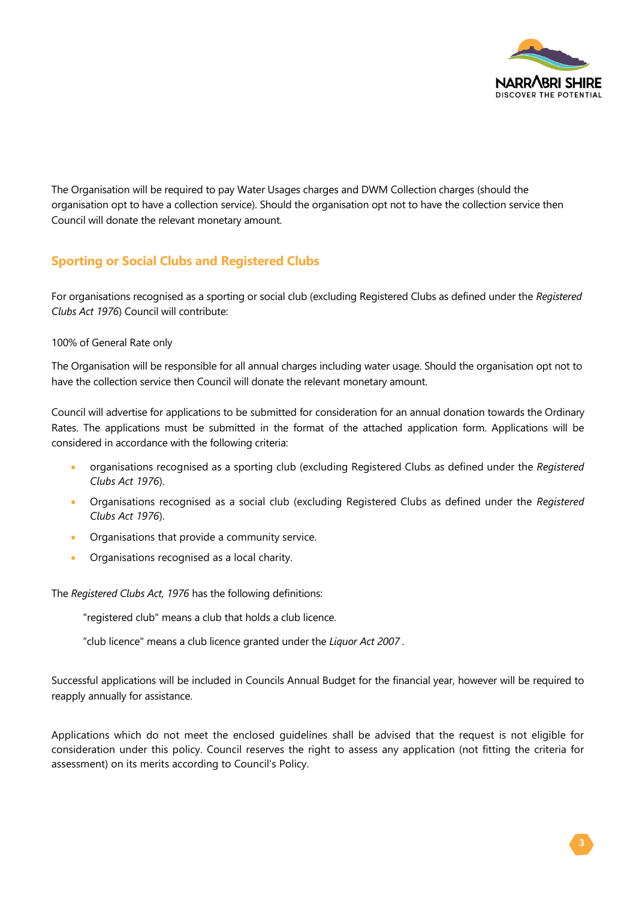The Organisation will be required to pay Water Usages charges and DWM Collection charges (should the organisation opt to have a collection service). Should the organisation opt not to have the collection service then Council will donate the relevant monetary amount.

## Sporting or Social Clubs and Registered Clubs

For organisations recognised as a sporting or social club (excluding Registered Clubs as defined under the *Registered Clubs Act 1976*) Council will contribute:

100% of General Rate only

The Organisation will be responsible for all annual charges including water usage. Should the organisation opt not to have the collection service then Council will donate the relevant monetary amount.

Council will advertise for applications to be submitted for consideration for an annual donation towards the Ordinary Rates. The applications must be submitted in the format of the attached application form. Applications will be considered in accordance with the following criteria:

- organisations recognised as a sporting club (excluding Registered Clubs as defined under the *Registered Clubs Act 1976*).
- Organisations recognised as a social club (excluding Registered Clubs as defined under the *Registered Clubs Act 1976*).
- Organisations that provide a community service.
- Organisations recognised as a local charity.

The *Registered Clubs Act, 1976* has the following definitions:

> "registered club" means a club that holds a club licence.
>
> "club licence" means a club licence granted under the *Liquor Act 2007* .

Successful applications will be included in Councils Annual Budget for the financial year, however will be required to reapply annually for assistance.

Applications which do not meet the enclosed guidelines shall be advised that the request is not eligible for consideration under this policy. Council reserves the right to assess any application (not fitting the criteria for assessment) on its merits according to Council's Policy.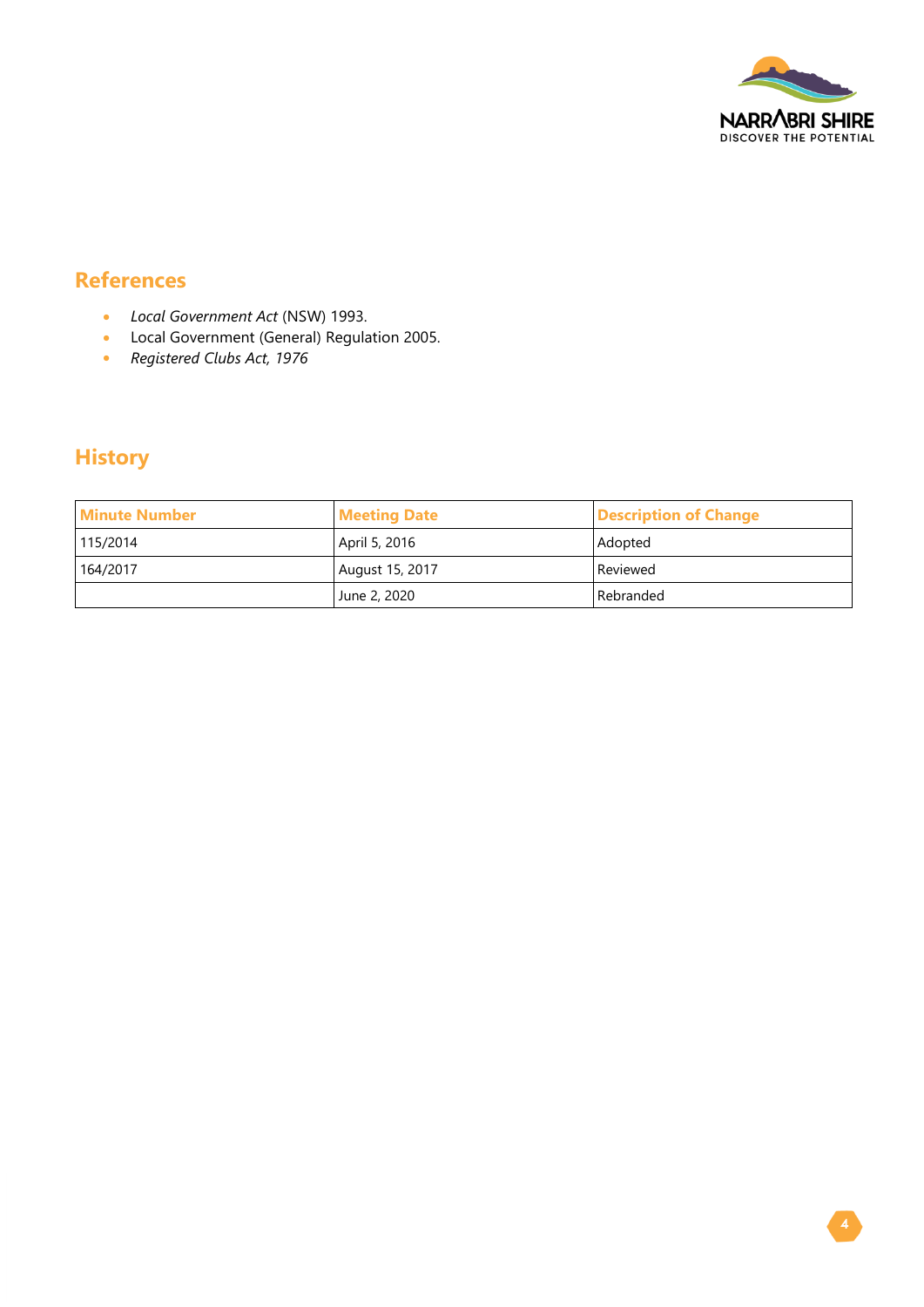## References

- *Local Government Act* (NSW) 1993.
- Local Government (General) Regulation 2005.
- *Registered Clubs Act, 1976*

## History

| Minute Number | Meeting Date | Description of Change |
|---|---|---|
| 115/2014 | April 5, 2016 | Adopted |
| 164/2017 | August 15, 2017 | Reviewed |
| | June 2, 2020 | Rebranded |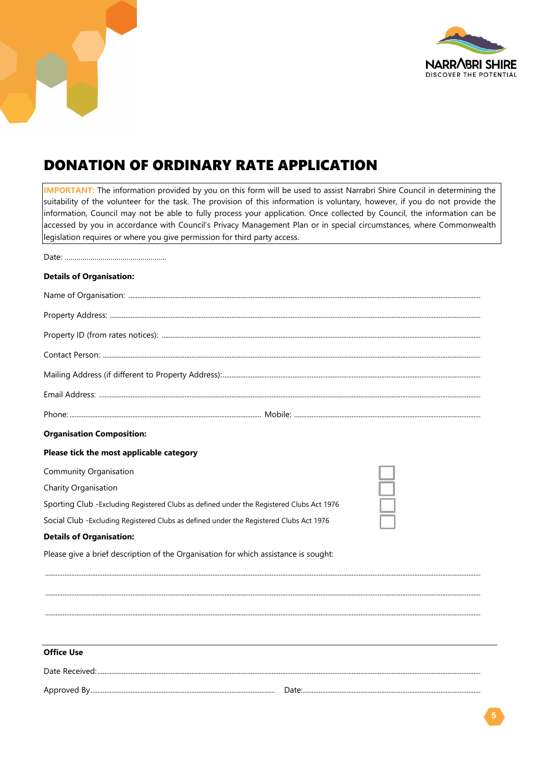# DONATION OF ORDINARY RATE APPLICATION

**IMPORTANT:** The information provided by you on this form will be used to assist Narrabri Shire Council in determining the suitability of the volunteer for the task. The provision of this information is voluntary, however, if you do not provide the information, Council may not be able to fully process your application. Once collected by Council, the information can be accessed by you in accordance with Council's Privacy Management Plan or in special circumstances, where Commonwealth legislation requires or where you give permission for third party access.

Date: ..................................................

**Details of Organisation:**

Name of Organisation: ..................................................

Property Address: ..................................................

Property ID (from rates notices): ..................................................

Contact Person: ..................................................

Mailing Address (if different to Property Address): ..................................................

Email Address: ..................................................

Phone: .................................................. Mobile: ..................................................

**Organisation Composition:**

**Please tick the most applicable category**

- Community Organisation ☐
- Charity Organisation ☐
- Sporting Club -Excluding Registered Clubs as defined under the Registered Clubs Act 1976 ☐
- Social Club -Excluding Registered Clubs as defined under the Registered Clubs Act 1976 ☐

**Details of Organisation:**

Please give a brief description of the Organisation for which assistance is sought:

..................................................

..................................................

..................................................

---

**Office Use**

Date Received: ..................................................

Approved By .................................................. Date: ..................................................